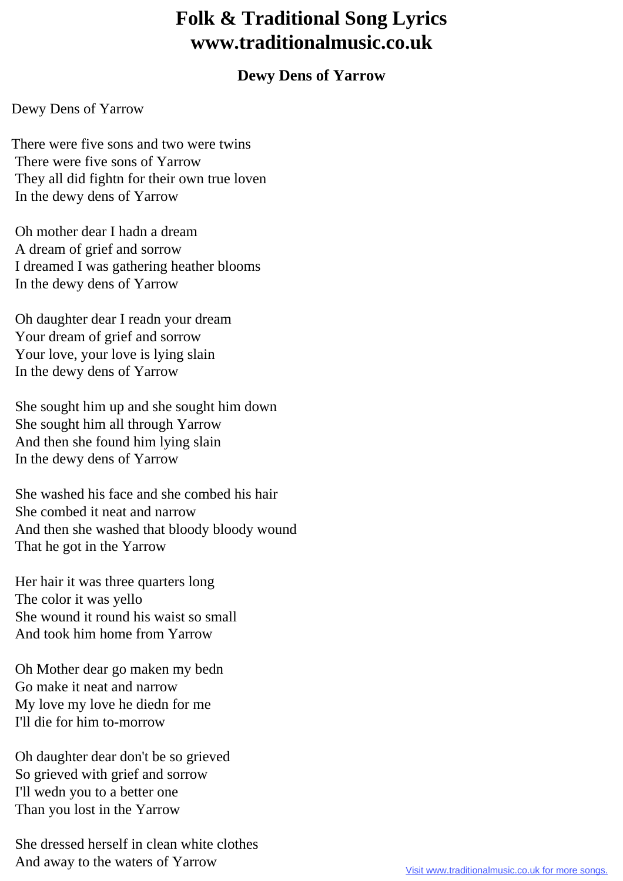# Folk & Traditional Song Lyrics www.traditionalmusic.co.uk

## Dewy Dens of Yarrow

Dewy Dens of Yarrow

There were five sons and two were twins
There were five sons of Yarrow
They all did fightn for their own true loven
In the dewy dens of Yarrow

Oh mother dear I hadn a dream
A dream of grief and sorrow
I dreamed I was gathering heather blooms
In the dewy dens of Yarrow

Oh daughter dear I readn your dream
Your dream of grief and sorrow
Your love, your love is lying slain
In the dewy dens of Yarrow

She sought him up and she sought him down
She sought him all through Yarrow
And then she found him lying slain
In the dewy dens of Yarrow

She washed his face and she combed his hair
She combed it neat and narrow
And then she washed that bloody bloody wound
That he got in the Yarrow

Her hair it was three quarters long
The color it was yello
She wound it round his waist so small
And took him home from Yarrow

Oh Mother dear go maken my bedn
Go make it neat and narrow
My love my love he diedn for me
I'll die for him to-morrow

Oh daughter dear don't be so grieved
So grieved with grief and sorrow
I'll wedn you to a better one
Than you lost in the Yarrow

She dressed herself in clean white clothes
And away to the waters of Yarrow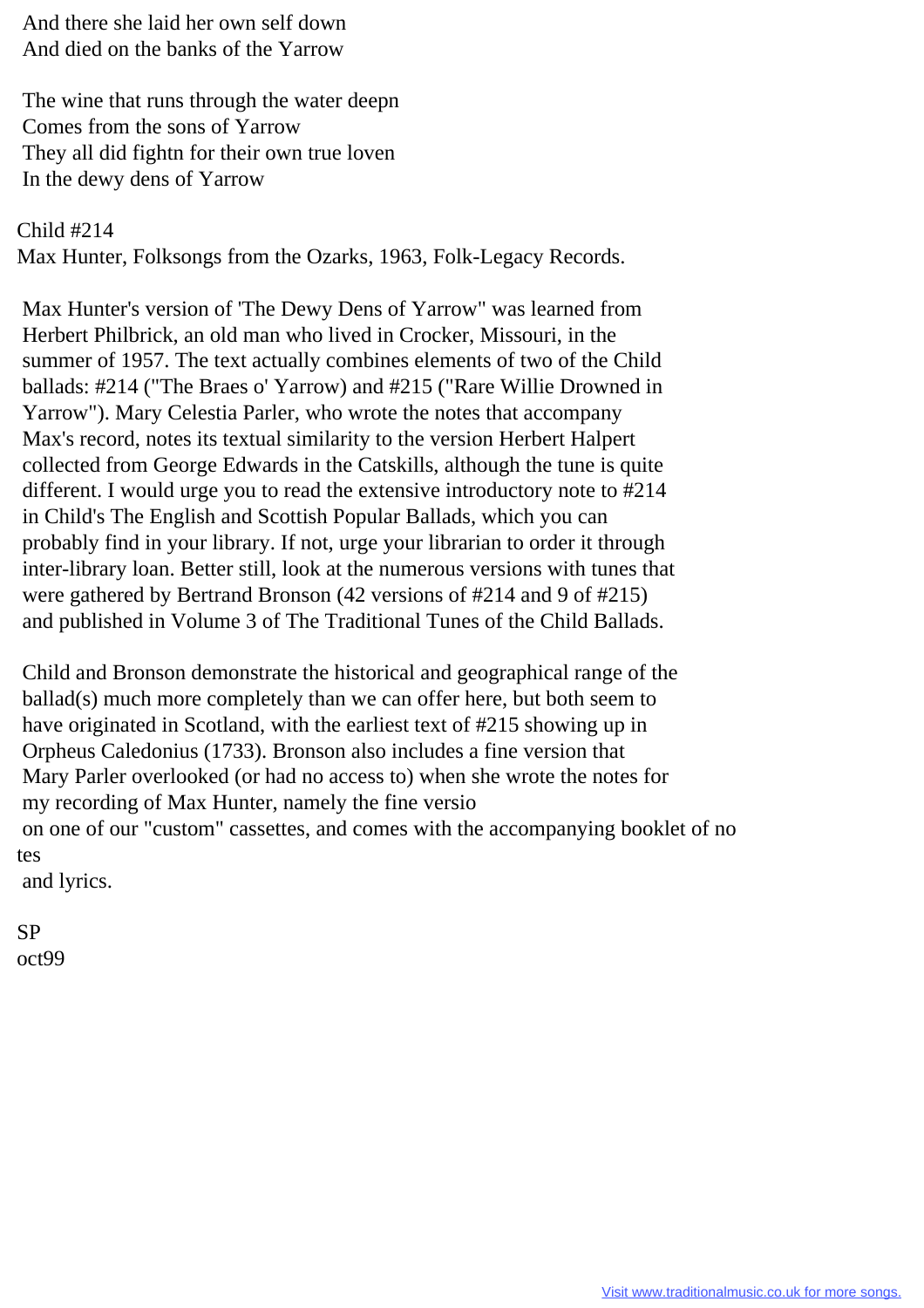And there she laid her own self down
And died on the banks of the Yarrow

The wine that runs through the water deepn
Comes from the sons of Yarrow
They all did fightn for their own true loven
In the dewy dens of Yarrow

Child #214
Max Hunter, Folksongs from the Ozarks, 1963, Folk-Legacy Records.

Max Hunter's version of 'The Dewy Dens of Yarrow" was learned from Herbert Philbrick, an old man who lived in Crocker, Missouri, in the summer of 1957. The text actually combines elements of two of the Child ballads: #214 ("The Braes o' Yarrow) and #215 ("Rare Willie Drowned in Yarrow"). Mary Celestia Parler, who wrote the notes that accompany Max's record, notes its textual similarity to the version Herbert Halpert collected from George Edwards in the Catskills, although the tune is quite different. I would urge you to read the extensive introductory note to #214 in Child's The English and Scottish Popular Ballads, which you can probably find in your library. If not, urge your librarian to order it through inter-library loan. Better still, look at the numerous versions with tunes that were gathered by Bertrand Bronson (42 versions of #214 and 9 of #215) and published in Volume 3 of The Traditional Tunes of the Child Ballads.

Child and Bronson demonstrate the historical and geographical range of the ballad(s) much more completely than we can offer here, but both seem to have originated in Scotland, with the earliest text of #215 showing up in Orpheus Caledonius (1733). Bronson also includes a fine version that Mary Parler overlooked (or had no access to) when she wrote the notes for my recording of Max Hunter, namely the fine versio
on one of our "custom" cassettes, and comes with the accompanying booklet of no
tes
and lyrics.

SP
oct99